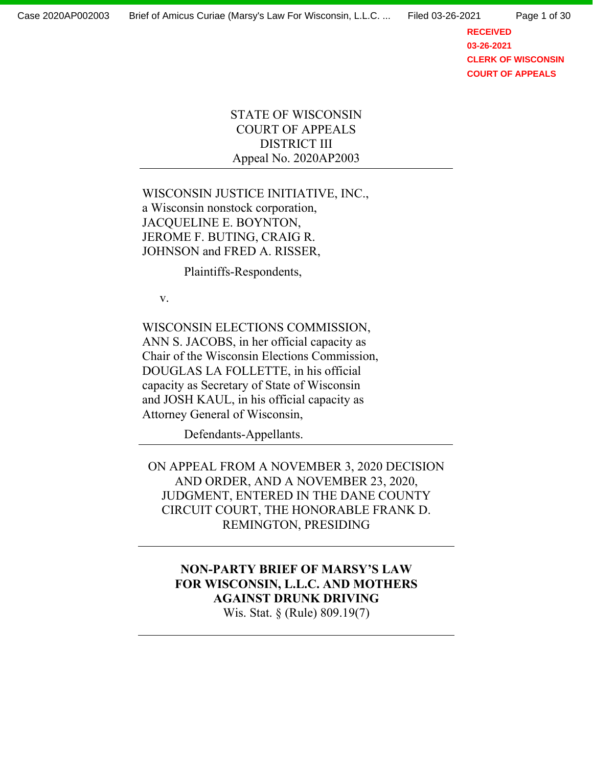STATE OF WISCONSIN
COURT OF APPEALS
DISTRICT III
Appeal No. 2020AP2003

---

WISCONSIN JUSTICE INITIATIVE, INC.,
a Wisconsin nonstock corporation,
JACQUELINE E. BOYNTON,
JEROME F. BUTING, CRAIG R.
JOHNSON and FRED A. RISSER,

Plaintiffs-Respondents,

v.

WISCONSIN ELECTIONS COMMISSION,
ANN S. JACOBS, in her official capacity as
Chair of the Wisconsin Elections Commission,
DOUGLAS LA FOLLETTE, in his official
capacity as Secretary of State of Wisconsin
and JOSH KAUL, in his official capacity as
Attorney General of Wisconsin,

Defendants-Appellants.

---

ON APPEAL FROM A NOVEMBER 3, 2020 DECISION AND ORDER, AND A NOVEMBER 23, 2020, JUDGMENT, ENTERED IN THE DANE COUNTY CIRCUIT COURT, THE HONORABLE FRANK D. REMINGTON, PRESIDING

---

**NON-PARTY BRIEF OF MARSY'S LAW FOR WISCONSIN, L.L.C. AND MOTHERS AGAINST DRUNK DRIVING**

Wis. Stat. § (Rule) 809.19(7)

---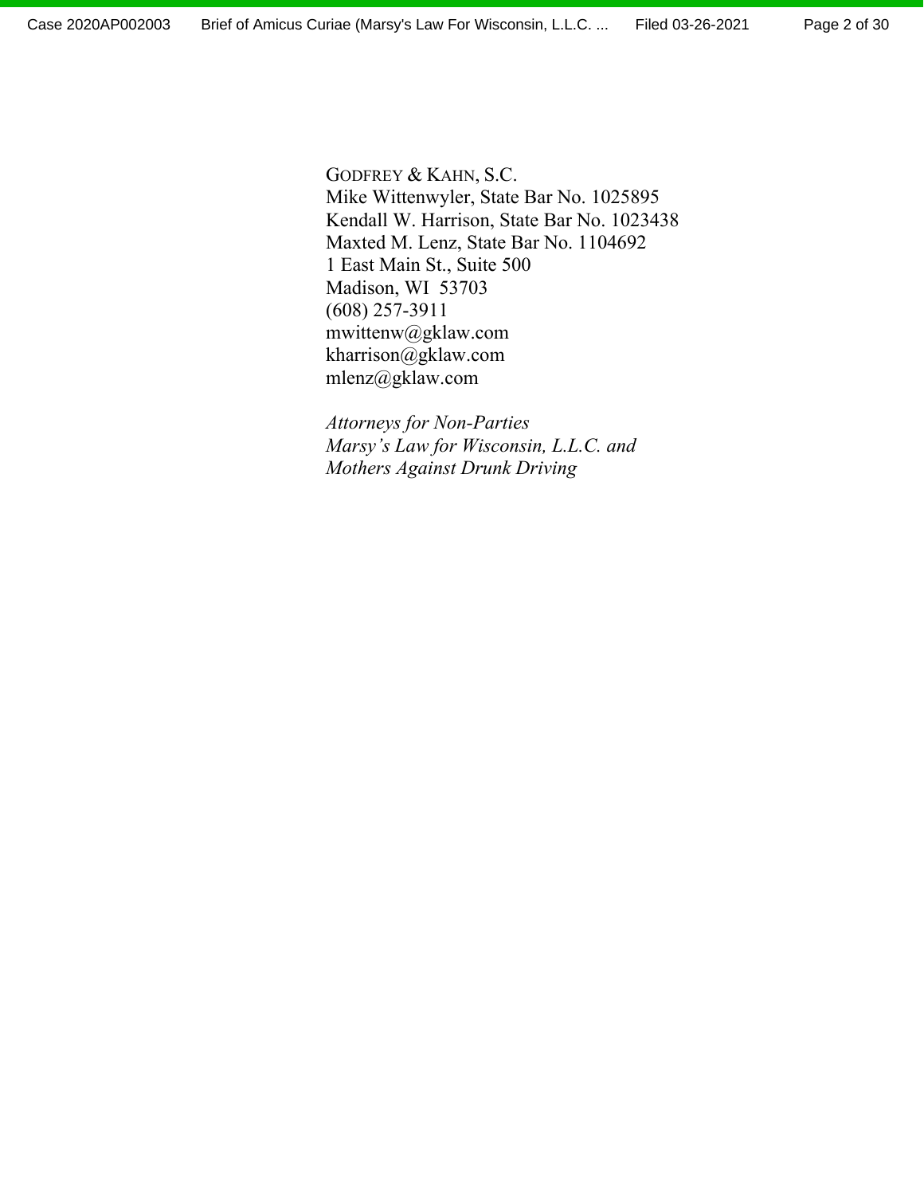GODFREY & KAHN, S.C.
Mike Wittenwyler, State Bar No. 1025895
Kendall W. Harrison, State Bar No. 1023438
Maxted M. Lenz, State Bar No. 1104692
1 East Main St., Suite 500
Madison, WI 53703
(608) 257-3911
mwittenw@gklaw.com
kharrison@gklaw.com
mlenz@gklaw.com

*Attorneys for Non-Parties*
*Marsy's Law for Wisconsin, L.L.C. and*
*Mothers Against Drunk Driving*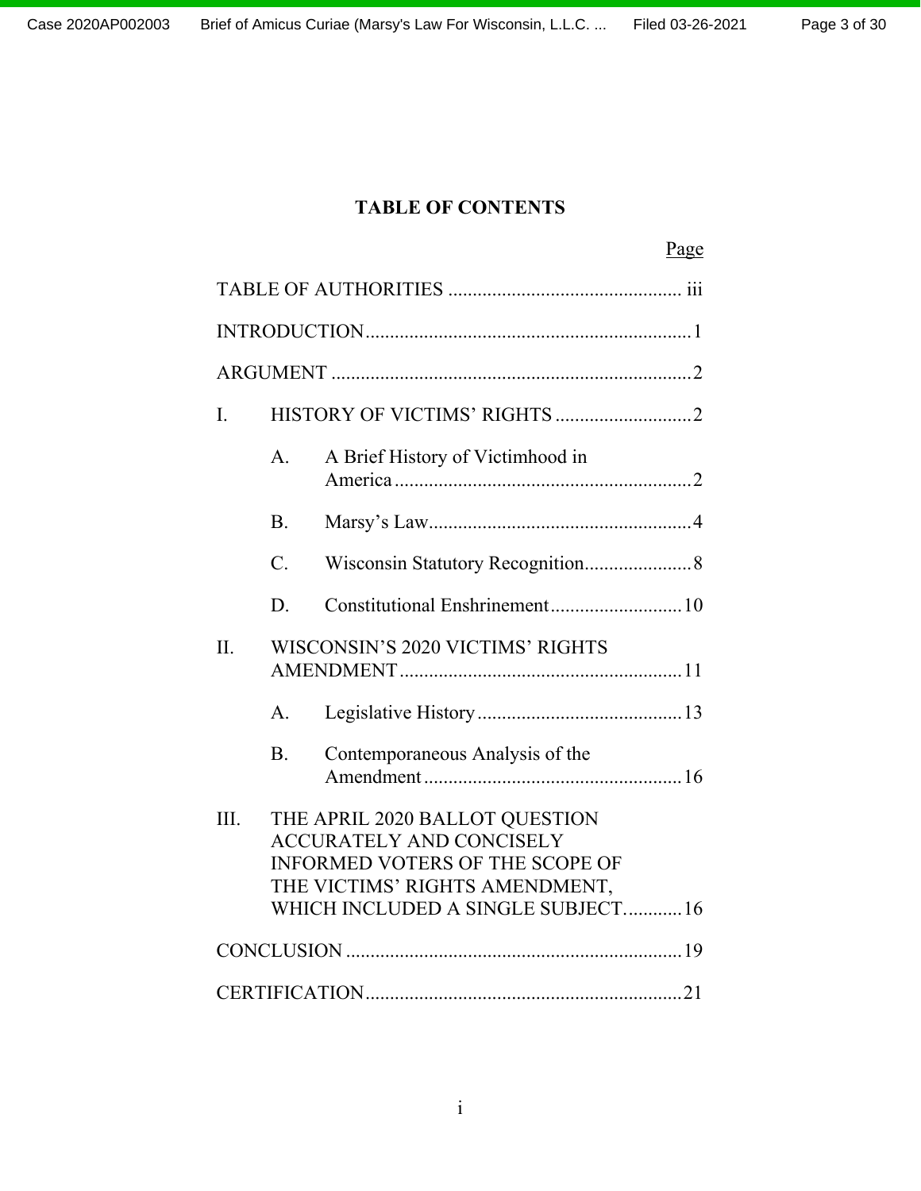# TABLE OF CONTENTS

| | Page |
|---|---|
| TABLE OF AUTHORITIES | iii |
| INTRODUCTION | 1 |
| ARGUMENT | 2 |
| I. HISTORY OF VICTIMS' RIGHTS | 2 |
| A. A Brief History of Victimhood in America | 2 |
| B. Marsy's Law | 4 |
| C. Wisconsin Statutory Recognition | 8 |
| D. Constitutional Enshrinement | 10 |
| II. WISCONSIN'S 2020 VICTIMS' RIGHTS AMENDMENT | 11 |
| A. Legislative History | 13 |
| B. Contemporaneous Analysis of the Amendment | 16 |
| III. THE APRIL 2020 BALLOT QUESTION ACCURATELY AND CONCISELY INFORMED VOTERS OF THE SCOPE OF THE VICTIMS' RIGHTS AMENDMENT, WHICH INCLUDED A SINGLE SUBJECT. | 16 |
| CONCLUSION | 19 |
| CERTIFICATION | 21 |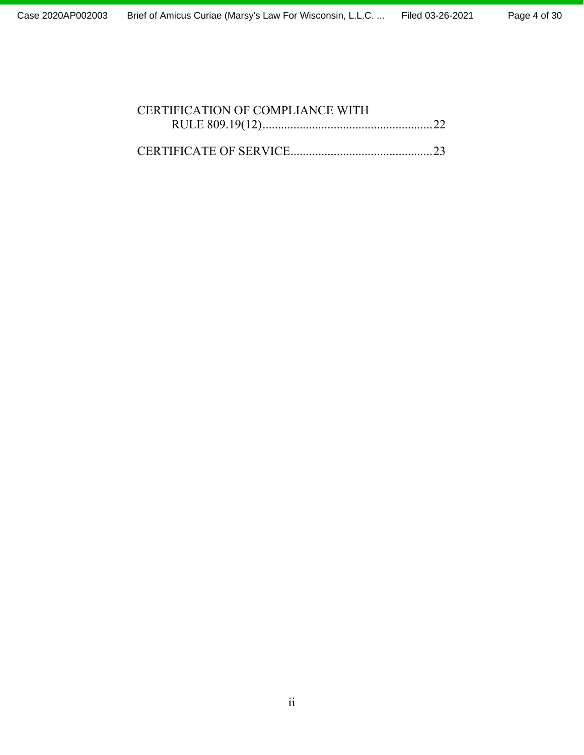CERTIFICATION OF COMPLIANCE WITH RULE 809.19(12) ........................................................ 22

CERTIFICATE OF SERVICE .............................................. 23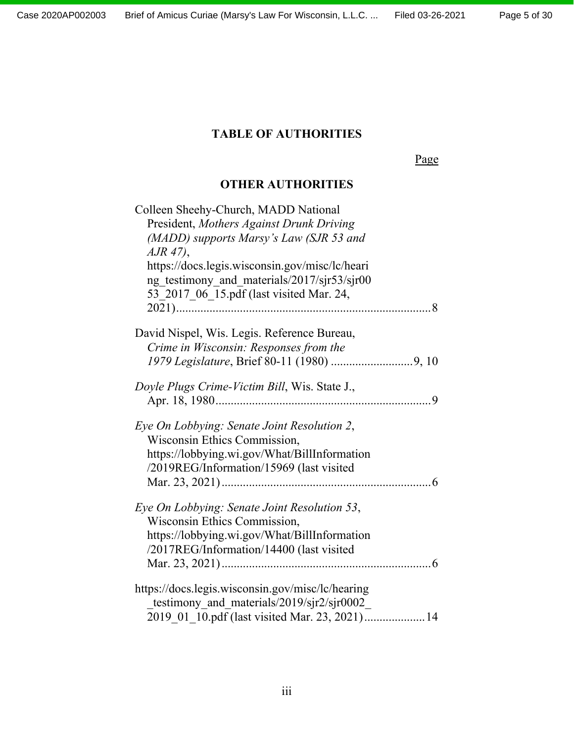## TABLE OF AUTHORITIES

Page

### OTHER AUTHORITIES

Colleen Sheehy-Church, MADD National President, *Mothers Against Drunk Driving (MADD) supports Marsy's Law (SJR 53 and AJR 47)*, https://docs.legis.wisconsin.gov/misc/lc/hearing_testimony_and_materials/2017/sjr53/sjr0053_2017_06_15.pdf (last visited Mar. 24, 2021)....................................................................................8

David Nispel, Wis. Legis. Reference Bureau, *Crime in Wisconsin: Responses from the 1979 Legislature*, Brief 80-11 (1980) ..........................9, 10

*Doyle Plugs Crime-Victim Bill*, Wis. State J., Apr. 18, 1980.......................................................................9

*Eye On Lobbying: Senate Joint Resolution 2*, Wisconsin Ethics Commission, https://lobbying.wi.gov/What/BillInformation/2019REG/Information/15969 (last visited Mar. 23, 2021).....................................................................6

*Eye On Lobbying: Senate Joint Resolution 53*, Wisconsin Ethics Commission, https://lobbying.wi.gov/What/BillInformation/2017REG/Information/14400 (last visited Mar. 23, 2021).....................................................................6

https://docs.legis.wisconsin.gov/misc/lc/hearing_testimony_and_materials/2019/sjr2/sjr0002_2019_01_10.pdf (last visited Mar. 23, 2021)....................14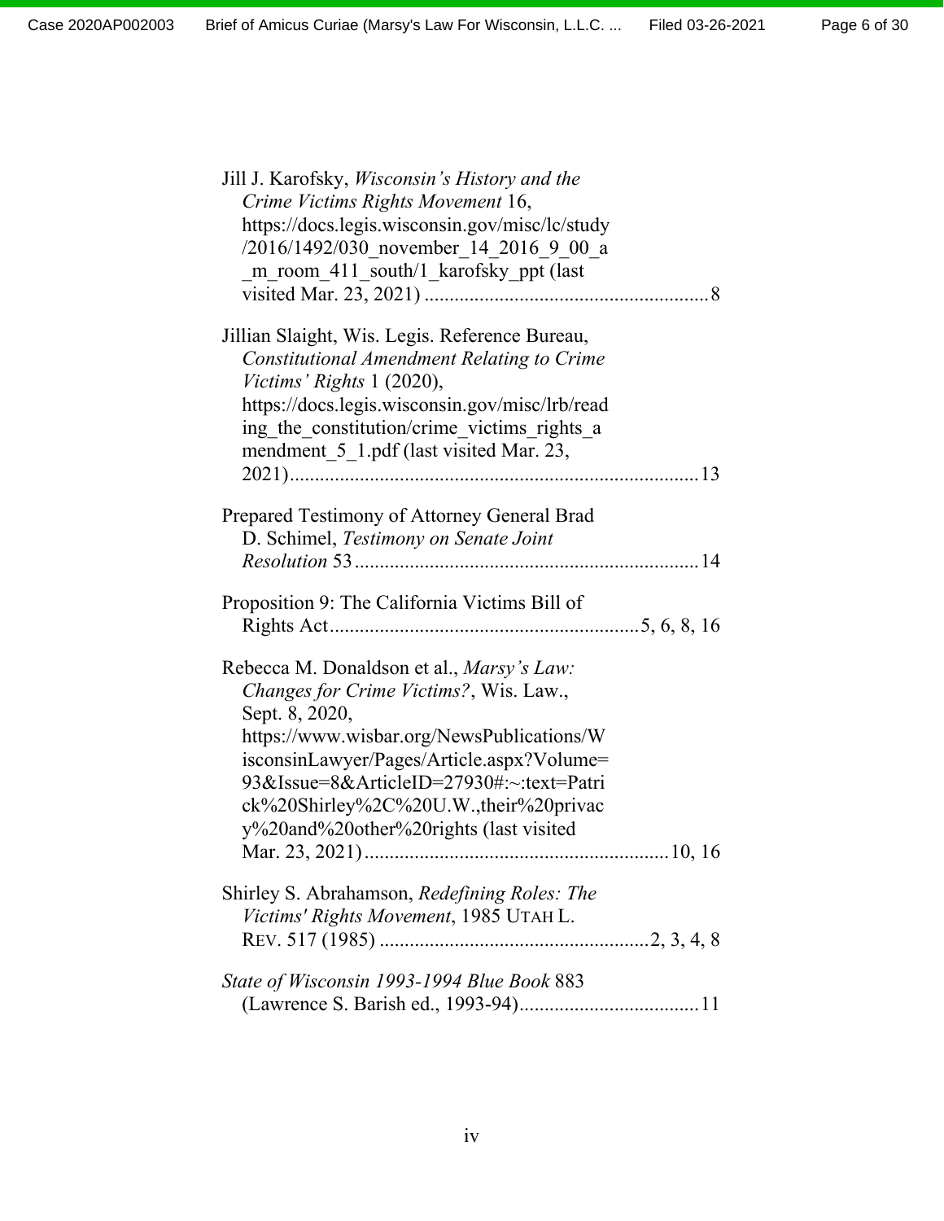Jill J. Karofsky, *Wisconsin's History and the Crime Victims Rights Movement* 16, https://docs.legis.wisconsin.gov/misc/lc/study/2016/1492/030_november_14_2016_9_00_a_m_room_411_south/1_karofsky_ppt (last visited Mar. 23, 2021) .......................................................... 8

Jillian Slaight, Wis. Legis. Reference Bureau, *Constitutional Amendment Relating to Crime Victims' Rights* 1 (2020), https://docs.legis.wisconsin.gov/misc/lrb/reading_the_constitution/crime_victims_rights_amendment_5_1.pdf (last visited Mar. 23, 2021)................................................................................ 13

Prepared Testimony of Attorney General Brad D. Schimel, *Testimony on Senate Joint Resolution* 53 ................................................................... 14

Proposition 9: The California Victims Bill of Rights Act............................................................ 5, 6, 8, 16

Rebecca M. Donaldson et al., *Marsy's Law: Changes for Crime Victims?*, Wis. Law., Sept. 8, 2020, https://www.wisbar.org/NewsPublications/WisconsinLawyer/Pages/Article.aspx?Volume=93&Issue=8&ArticleID=27930#:~:text=Patrick%20Shirley%2C%20U.W.,their%20privacy%20and%20other%20rights (last visited Mar. 23, 2021) ........................................................... 10, 16

Shirley S. Abrahamson, *Redefining Roles: The Victims' Rights Movement*, 1985 UTAH L. REV. 517 (1985) ..................................................... 2, 3, 4, 8

*State of Wisconsin 1993-1994 Blue Book* 883 (Lawrence S. Barish ed., 1993-94).................................... 11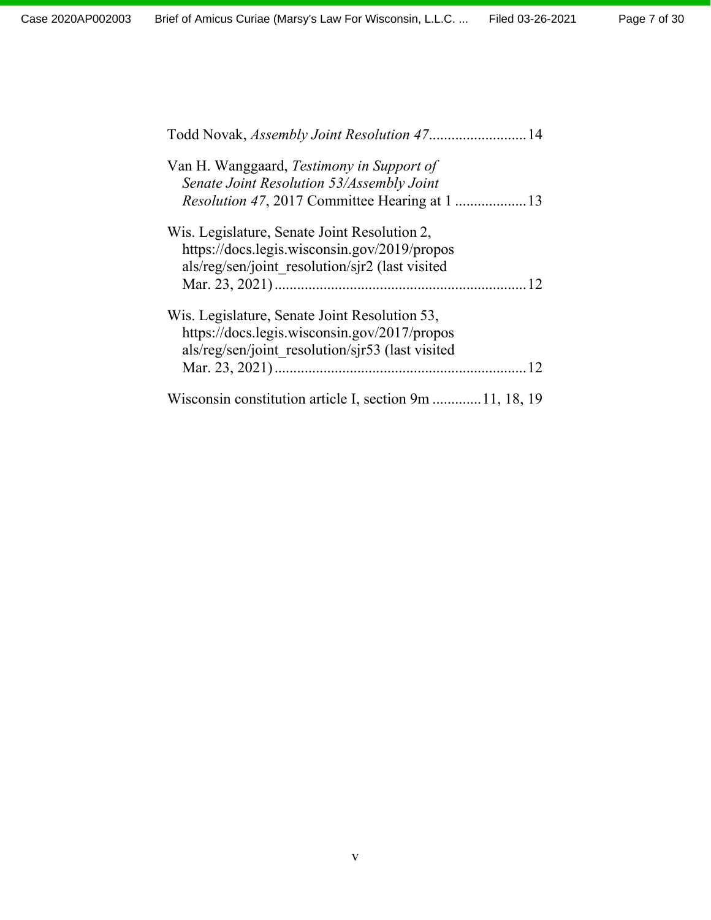Todd Novak, *Assembly Joint Resolution 47*..........................14

Van H. Wanggaard, *Testimony in Support of Senate Joint Resolution 53/Assembly Joint Resolution 47*, 2017 Committee Hearing at 1 ...................13

Wis. Legislature, Senate Joint Resolution 2, https://docs.legis.wisconsin.gov/2019/proposals/reg/sen/joint_resolution/sjr2 (last visited Mar. 23, 2021)..................................................................12

Wis. Legislature, Senate Joint Resolution 53, https://docs.legis.wisconsin.gov/2017/proposals/reg/sen/joint_resolution/sjr53 (last visited Mar. 23, 2021)..................................................................12

Wisconsin constitution article I, section 9m ............11, 18, 19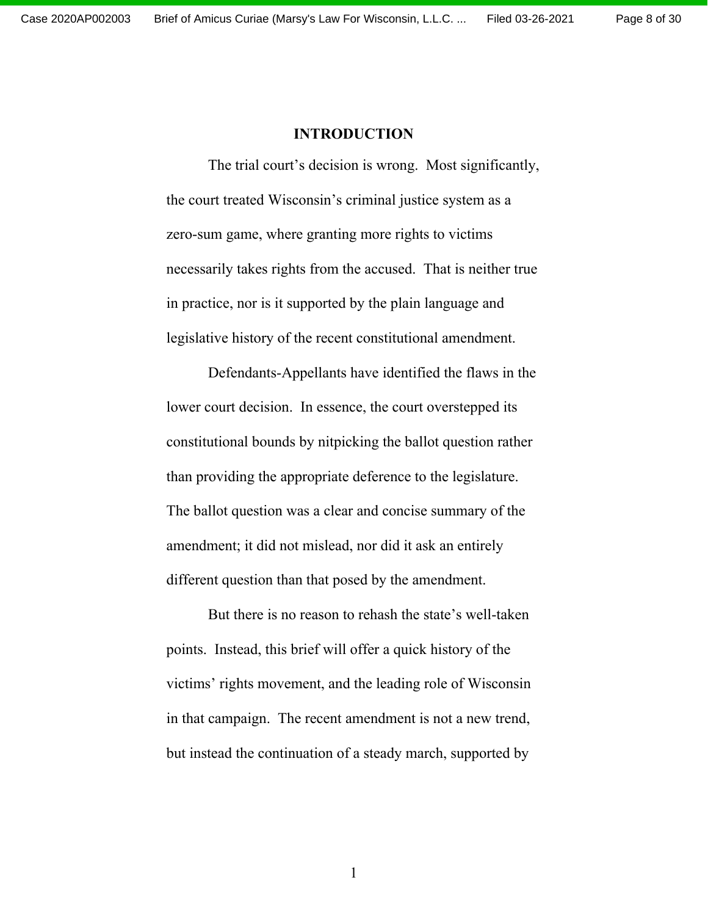## INTRODUCTION

The trial court's decision is wrong. Most significantly, the court treated Wisconsin's criminal justice system as a zero-sum game, where granting more rights to victims necessarily takes rights from the accused. That is neither true in practice, nor is it supported by the plain language and legislative history of the recent constitutional amendment.

Defendants-Appellants have identified the flaws in the lower court decision. In essence, the court overstepped its constitutional bounds by nitpicking the ballot question rather than providing the appropriate deference to the legislature. The ballot question was a clear and concise summary of the amendment; it did not mislead, nor did it ask an entirely different question than that posed by the amendment.

But there is no reason to rehash the state's well-taken points. Instead, this brief will offer a quick history of the victims' rights movement, and the leading role of Wisconsin in that campaign. The recent amendment is not a new trend, but instead the continuation of a steady march, supported by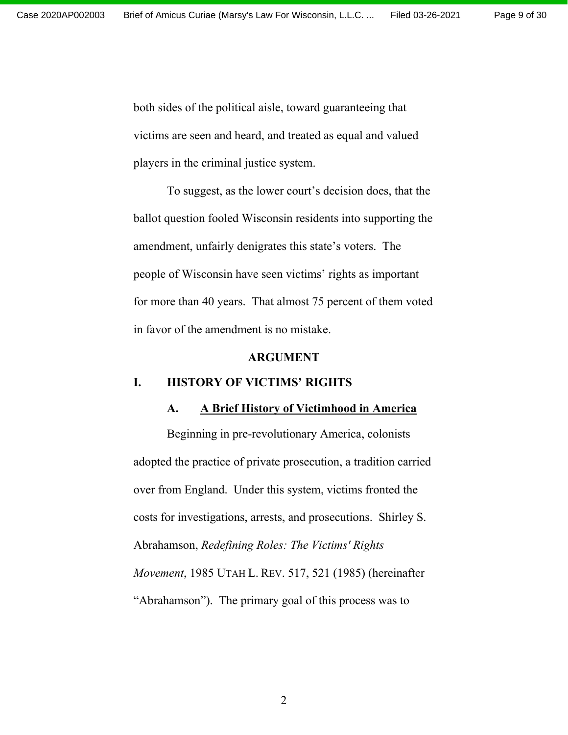both sides of the political aisle, toward guaranteeing that victims are seen and heard, and treated as equal and valued players in the criminal justice system.

To suggest, as the lower court's decision does, that the ballot question fooled Wisconsin residents into supporting the amendment, unfairly denigrates this state's voters. The people of Wisconsin have seen victims' rights as important for more than 40 years. That almost 75 percent of them voted in favor of the amendment is no mistake.

## ARGUMENT

### I. HISTORY OF VICTIMS' RIGHTS

#### A. <u>A Brief History of Victimhood in America</u>

Beginning in pre-revolutionary America, colonists adopted the practice of private prosecution, a tradition carried over from England. Under this system, victims fronted the costs for investigations, arrests, and prosecutions. Shirley S. Abrahamson, *Redefining Roles: The Victims' Rights Movement*, 1985 UTAH L. REV. 517, 521 (1985) (hereinafter "Abrahamson"). The primary goal of this process was to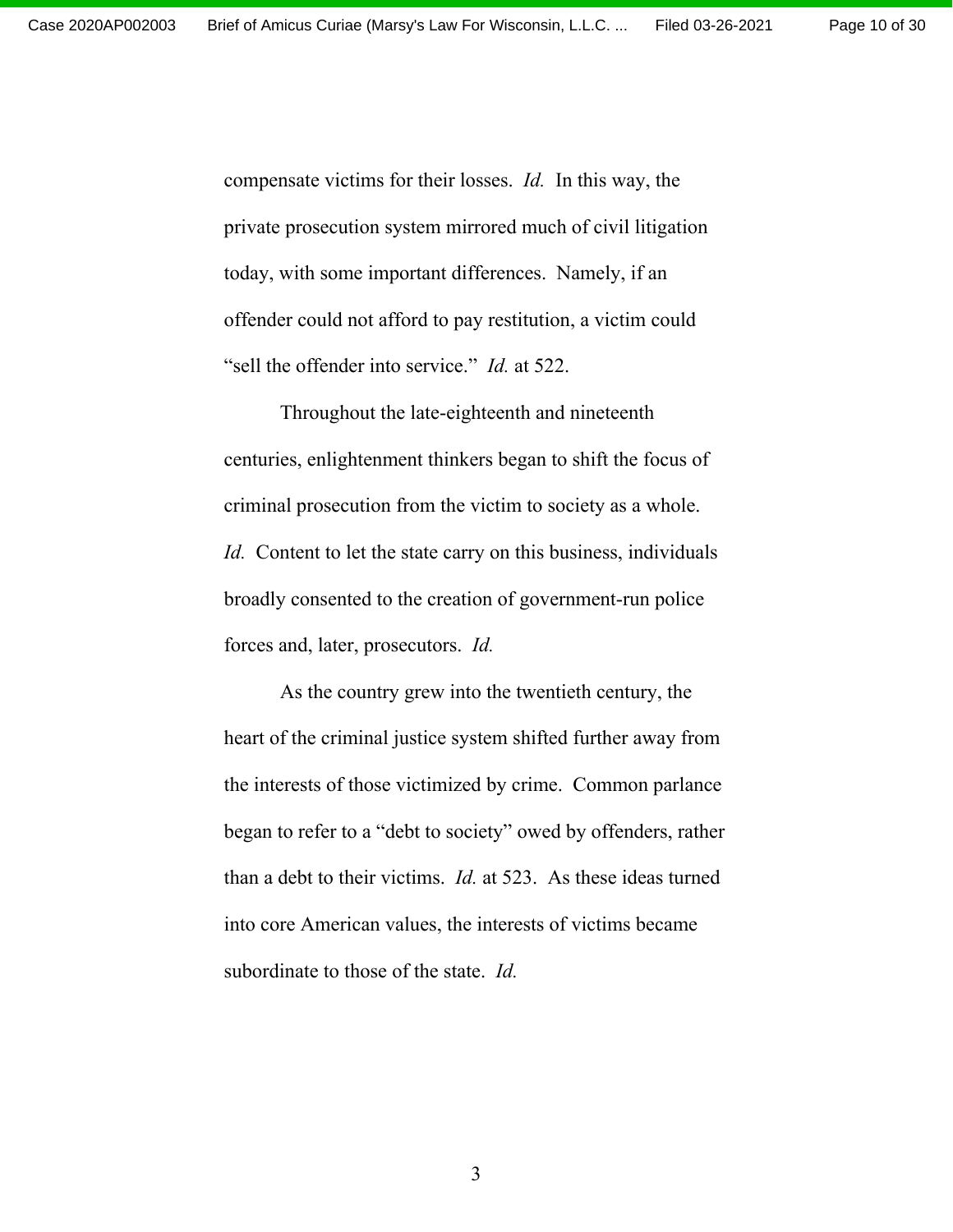compensate victims for their losses. *Id.* In this way, the private prosecution system mirrored much of civil litigation today, with some important differences. Namely, if an offender could not afford to pay restitution, a victim could "sell the offender into service." *Id.* at 522.

Throughout the late-eighteenth and nineteenth centuries, enlightenment thinkers began to shift the focus of criminal prosecution from the victim to society as a whole. *Id.* Content to let the state carry on this business, individuals broadly consented to the creation of government-run police forces and, later, prosecutors. *Id.*

As the country grew into the twentieth century, the heart of the criminal justice system shifted further away from the interests of those victimized by crime. Common parlance began to refer to a "debt to society" owed by offenders, rather than a debt to their victims. *Id.* at 523. As these ideas turned into core American values, the interests of victims became subordinate to those of the state. *Id.*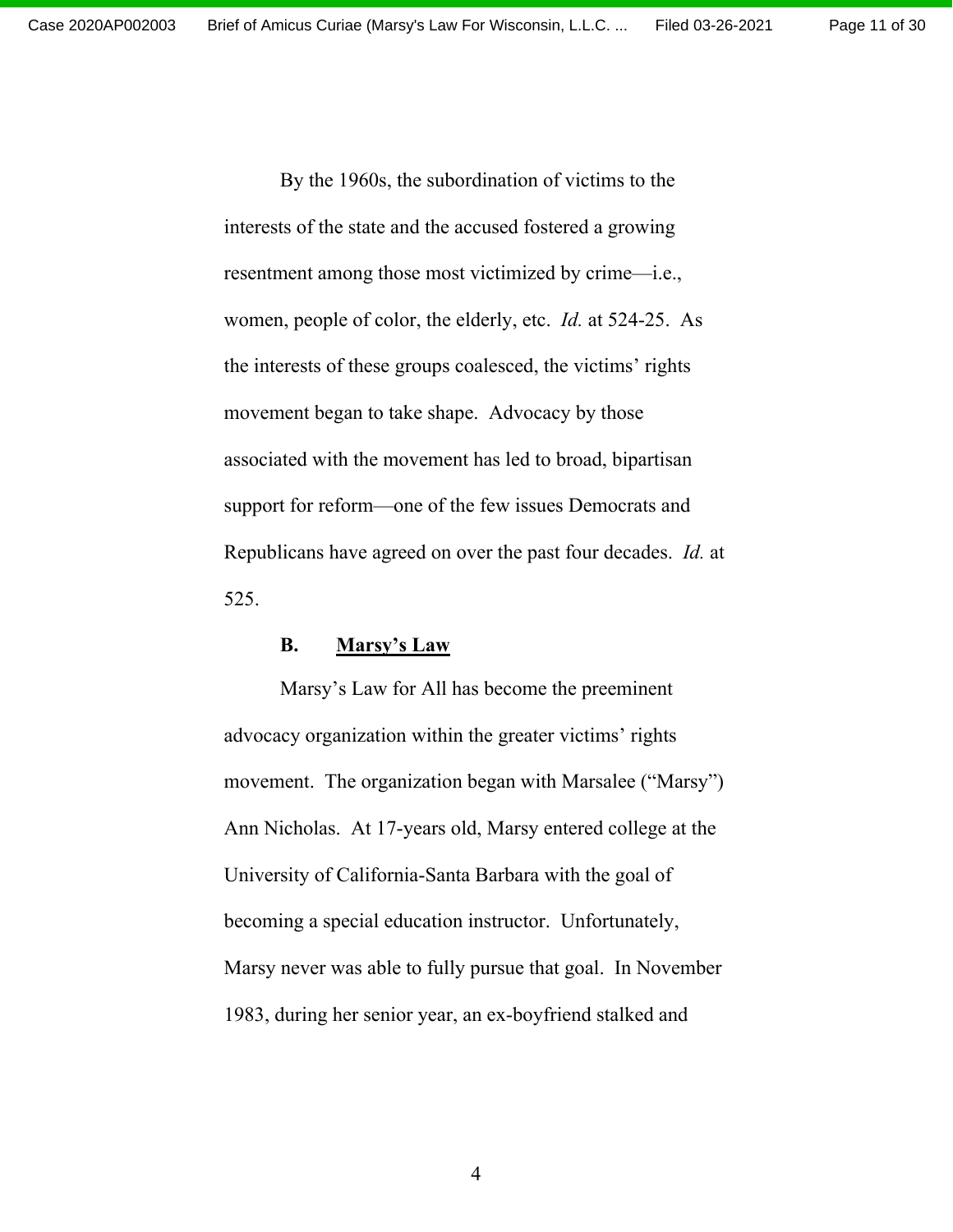By the 1960s, the subordination of victims to the interests of the state and the accused fostered a growing resentment among those most victimized by crime—i.e., women, people of color, the elderly, etc. *Id.* at 524-25. As the interests of these groups coalesced, the victims' rights movement began to take shape. Advocacy by those associated with the movement has led to broad, bipartisan support for reform—one of the few issues Democrats and Republicans have agreed on over the past four decades. *Id.* at 525.

### B. <u>Marsy's Law</u>

Marsy's Law for All has become the preeminent advocacy organization within the greater victims' rights movement. The organization began with Marsalee ("Marsy") Ann Nicholas. At 17-years old, Marsy entered college at the University of California-Santa Barbara with the goal of becoming a special education instructor. Unfortunately, Marsy never was able to fully pursue that goal. In November 1983, during her senior year, an ex-boyfriend stalked and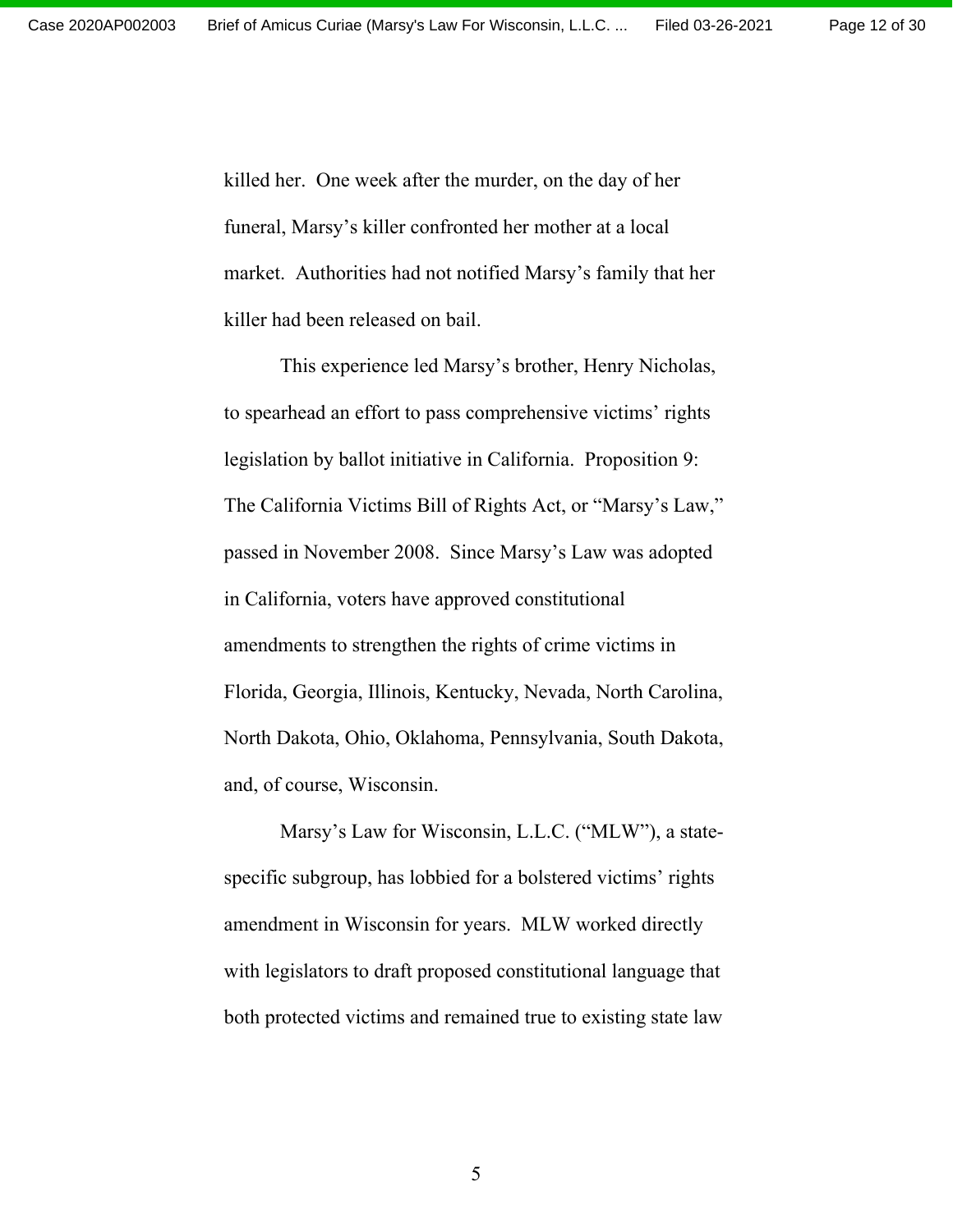killed her. One week after the murder, on the day of her funeral, Marsy's killer confronted her mother at a local market. Authorities had not notified Marsy's family that her killer had been released on bail.

This experience led Marsy's brother, Henry Nicholas, to spearhead an effort to pass comprehensive victims' rights legislation by ballot initiative in California. Proposition 9: The California Victims Bill of Rights Act, or "Marsy's Law," passed in November 2008. Since Marsy's Law was adopted in California, voters have approved constitutional amendments to strengthen the rights of crime victims in Florida, Georgia, Illinois, Kentucky, Nevada, North Carolina, North Dakota, Ohio, Oklahoma, Pennsylvania, South Dakota, and, of course, Wisconsin.

Marsy's Law for Wisconsin, L.L.C. ("MLW"), a state-specific subgroup, has lobbied for a bolstered victims' rights amendment in Wisconsin for years. MLW worked directly with legislators to draft proposed constitutional language that both protected victims and remained true to existing state law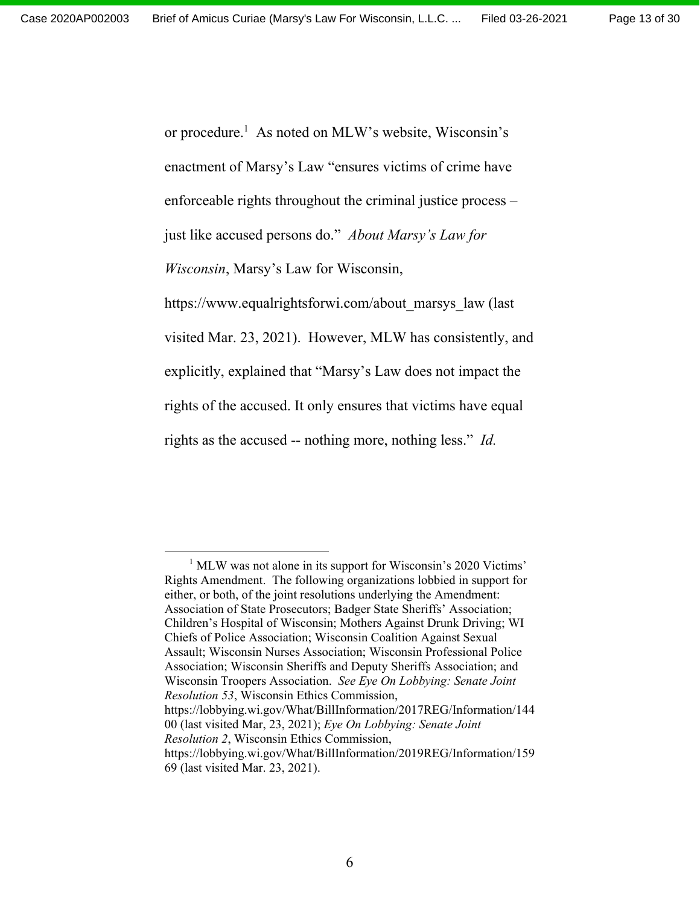or procedure.[1] As noted on MLW's website, Wisconsin's enactment of Marsy's Law "ensures victims of crime have enforceable rights throughout the criminal justice process – just like accused persons do." *About Marsy's Law for Wisconsin*, Marsy's Law for Wisconsin, https://www.equalrightsforwi.com/about_marsys_law (last visited Mar. 23, 2021). However, MLW has consistently, and explicitly, explained that "Marsy's Law does not impact the rights of the accused. It only ensures that victims have equal rights as the accused -- nothing more, nothing less." *Id.*

---

[1] MLW was not alone in its support for Wisconsin's 2020 Victims' Rights Amendment. The following organizations lobbied in support for either, or both, of the joint resolutions underlying the Amendment: Association of State Prosecutors; Badger State Sheriffs' Association; Children's Hospital of Wisconsin; Mothers Against Drunk Driving; WI Chiefs of Police Association; Wisconsin Coalition Against Sexual Assault; Wisconsin Nurses Association; Wisconsin Professional Police Association; Wisconsin Sheriffs and Deputy Sheriffs Association; and Wisconsin Troopers Association. *See Eye On Lobbying: Senate Joint Resolution 53*, Wisconsin Ethics Commission, https://lobbying.wi.gov/What/BillInformation/2017REG/Information/14400 (last visited Mar, 23, 2021); *Eye On Lobbying: Senate Joint Resolution 2*, Wisconsin Ethics Commission, https://lobbying.wi.gov/What/BillInformation/2019REG/Information/15969 (last visited Mar. 23, 2021).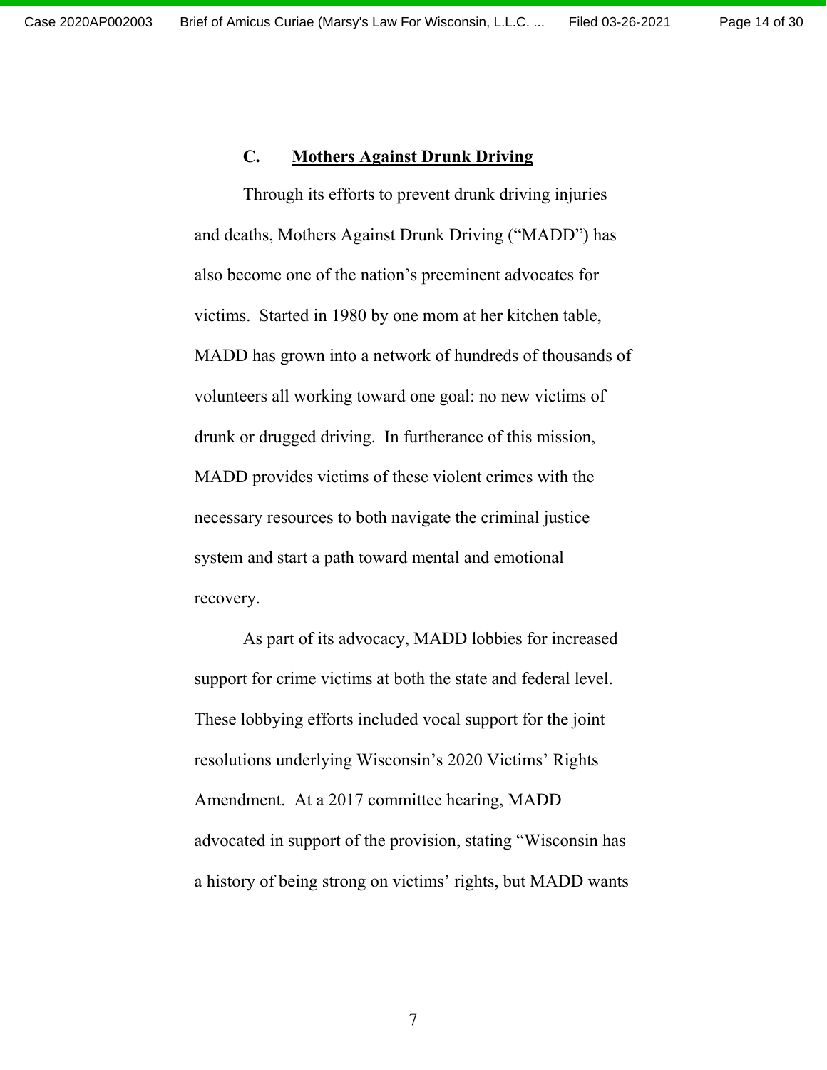### C. <u>Mothers Against Drunk Driving</u>

Through its efforts to prevent drunk driving injuries and deaths, Mothers Against Drunk Driving ("MADD") has also become one of the nation's preeminent advocates for victims. Started in 1980 by one mom at her kitchen table, MADD has grown into a network of hundreds of thousands of volunteers all working toward one goal: no new victims of drunk or drugged driving. In furtherance of this mission, MADD provides victims of these violent crimes with the necessary resources to both navigate the criminal justice system and start a path toward mental and emotional recovery.

As part of its advocacy, MADD lobbies for increased support for crime victims at both the state and federal level. These lobbying efforts included vocal support for the joint resolutions underlying Wisconsin's 2020 Victims' Rights Amendment. At a 2017 committee hearing, MADD advocated in support of the provision, stating "Wisconsin has a history of being strong on victims' rights, but MADD wants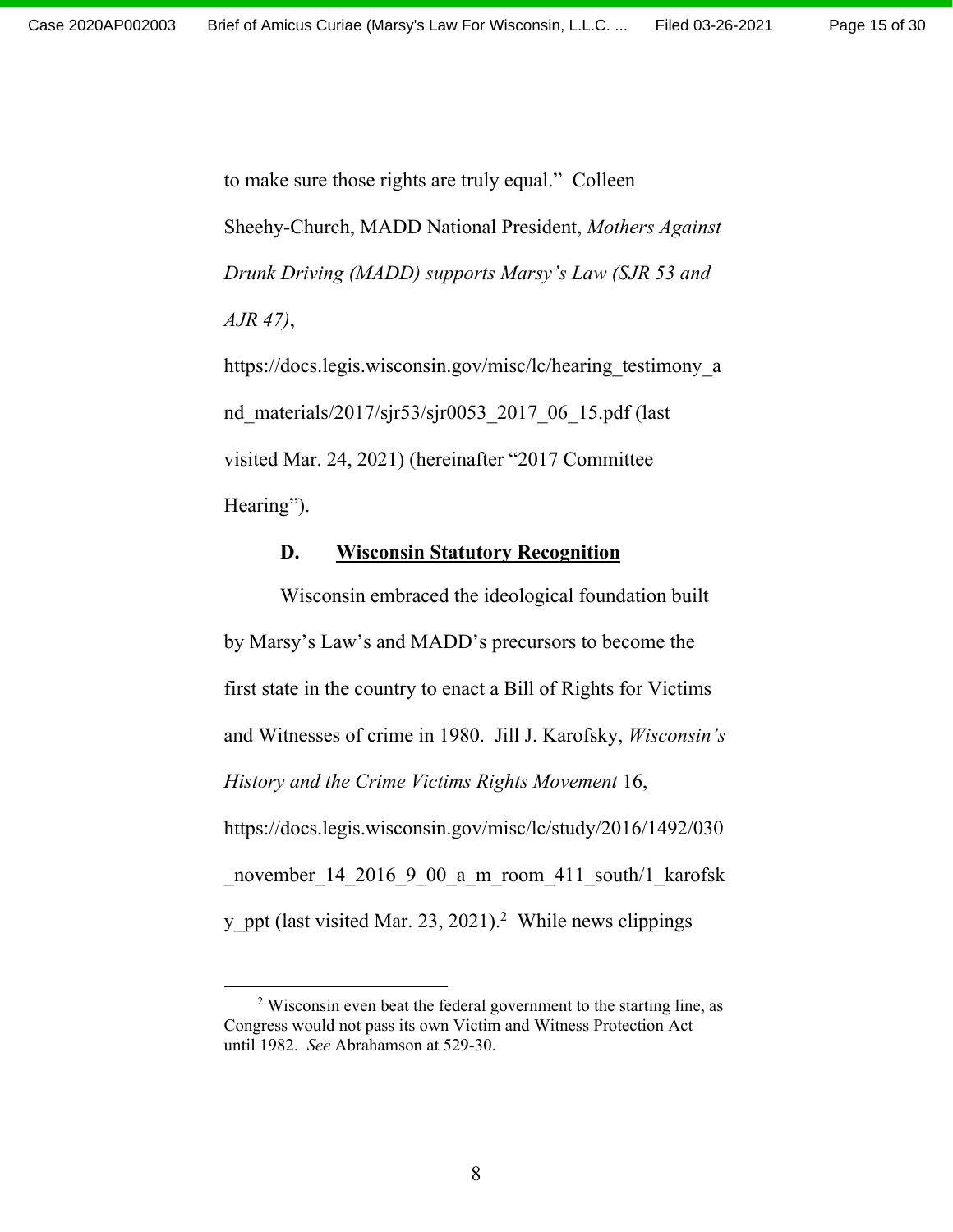to make sure those rights are truly equal." Colleen Sheehy-Church, MADD National President, *Mothers Against Drunk Driving (MADD) supports Marsy's Law (SJR 53 and AJR 47)*, https://docs.legis.wisconsin.gov/misc/lc/hearing_testimony_and_materials/2017/sjr53/sjr0053_2017_06_15.pdf (last visited Mar. 24, 2021) (hereinafter "2017 Committee Hearing").

### D. <u>Wisconsin Statutory Recognition</u>

Wisconsin embraced the ideological foundation built by Marsy's Law's and MADD's precursors to become the first state in the country to enact a Bill of Rights for Victims and Witnesses of crime in 1980. Jill J. Karofsky, *Wisconsin's History and the Crime Victims Rights Movement* 16, https://docs.legis.wisconsin.gov/misc/lc/study/2016/1492/030_november_14_2016_9_00_a_m_room_411_south/1_karofsky_ppt (last visited Mar. 23, 2021).[2] While news clippings

---

[2] Wisconsin even beat the federal government to the starting line, as Congress would not pass its own Victim and Witness Protection Act until 1982. *See* Abrahamson at 529-30.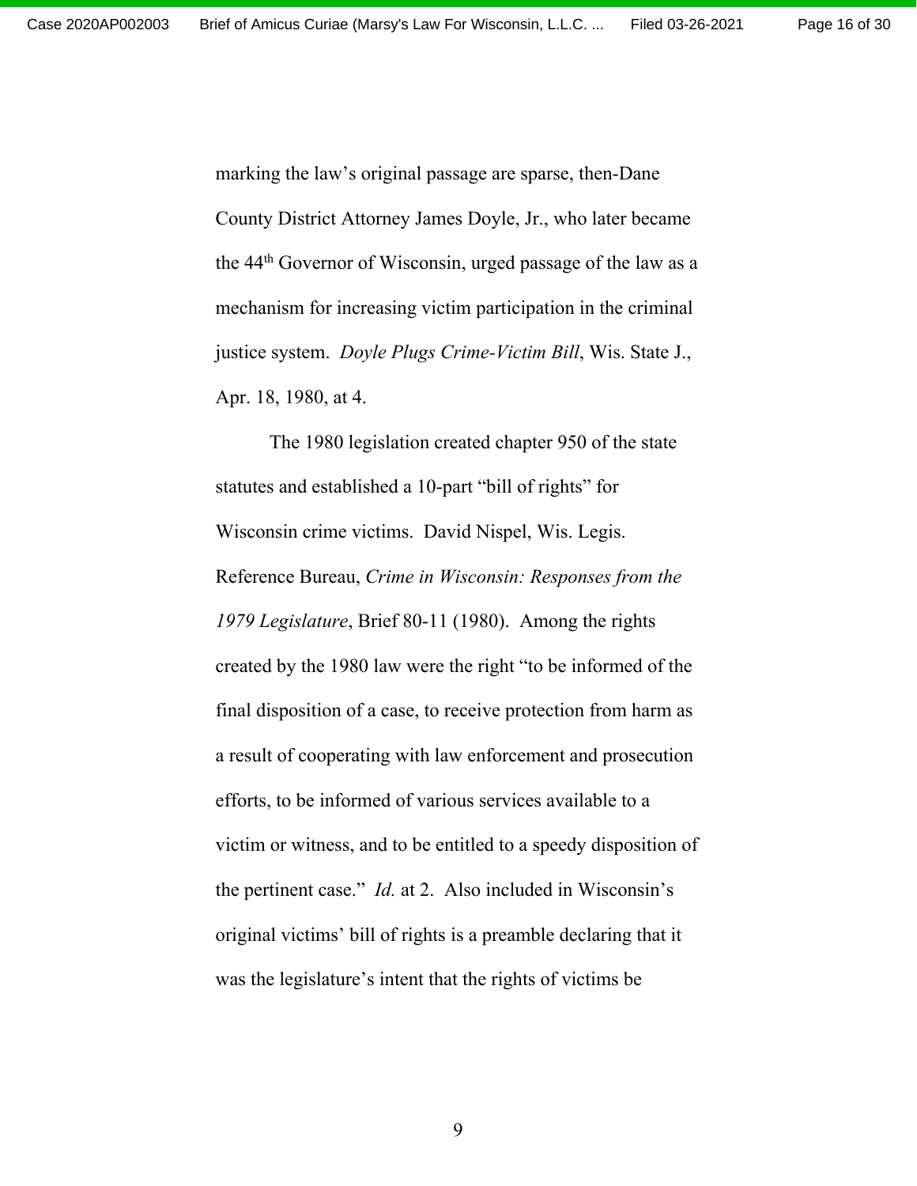marking the law's original passage are sparse, then-Dane County District Attorney James Doyle, Jr., who later became the 44th Governor of Wisconsin, urged passage of the law as a mechanism for increasing victim participation in the criminal justice system. *Doyle Plugs Crime-Victim Bill*, Wis. State J., Apr. 18, 1980, at 4.

The 1980 legislation created chapter 950 of the state statutes and established a 10-part "bill of rights" for Wisconsin crime victims. David Nispel, Wis. Legis. Reference Bureau, *Crime in Wisconsin: Responses from the 1979 Legislature*, Brief 80-11 (1980). Among the rights created by the 1980 law were the right "to be informed of the final disposition of a case, to receive protection from harm as a result of cooperating with law enforcement and prosecution efforts, to be informed of various services available to a victim or witness, and to be entitled to a speedy disposition of the pertinent case." *Id.* at 2. Also included in Wisconsin's original victims' bill of rights is a preamble declaring that it was the legislature's intent that the rights of victims be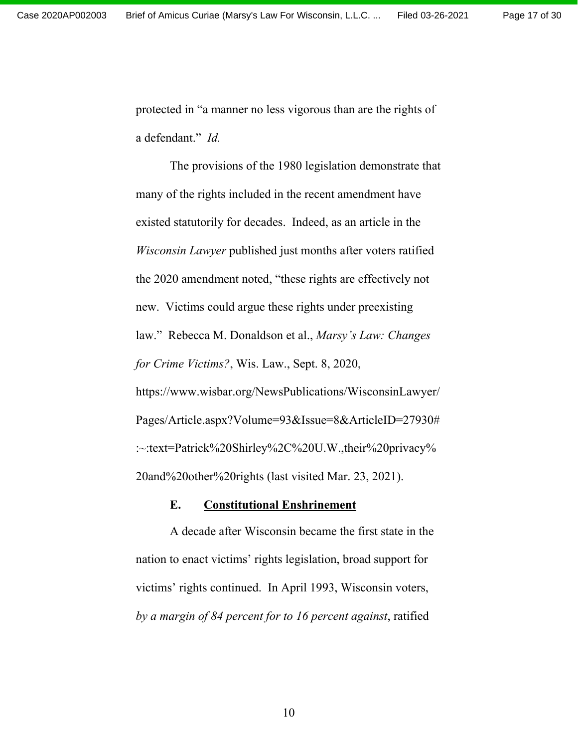protected in "a manner no less vigorous than are the rights of a defendant." *Id.*

The provisions of the 1980 legislation demonstrate that many of the rights included in the recent amendment have existed statutorily for decades. Indeed, as an article in the *Wisconsin Lawyer* published just months after voters ratified the 2020 amendment noted, "these rights are effectively not new. Victims could argue these rights under preexisting law." Rebecca M. Donaldson et al., *Marsy's Law: Changes for Crime Victims?*, Wis. Law., Sept. 8, 2020, https://www.wisbar.org/NewsPublications/WisconsinLawyer/Pages/Article.aspx?Volume=93&Issue=8&ArticleID=27930#:~:text=Patrick%20Shirley%2C%20U.W.,their%20privacy%20and%20other%20rights (last visited Mar. 23, 2021).

**E. <u>Constitutional Enshrinement</u>**

A decade after Wisconsin became the first state in the nation to enact victims' rights legislation, broad support for victims' rights continued. In April 1993, Wisconsin voters, *by a margin of 84 percent for to 16 percent against*, ratified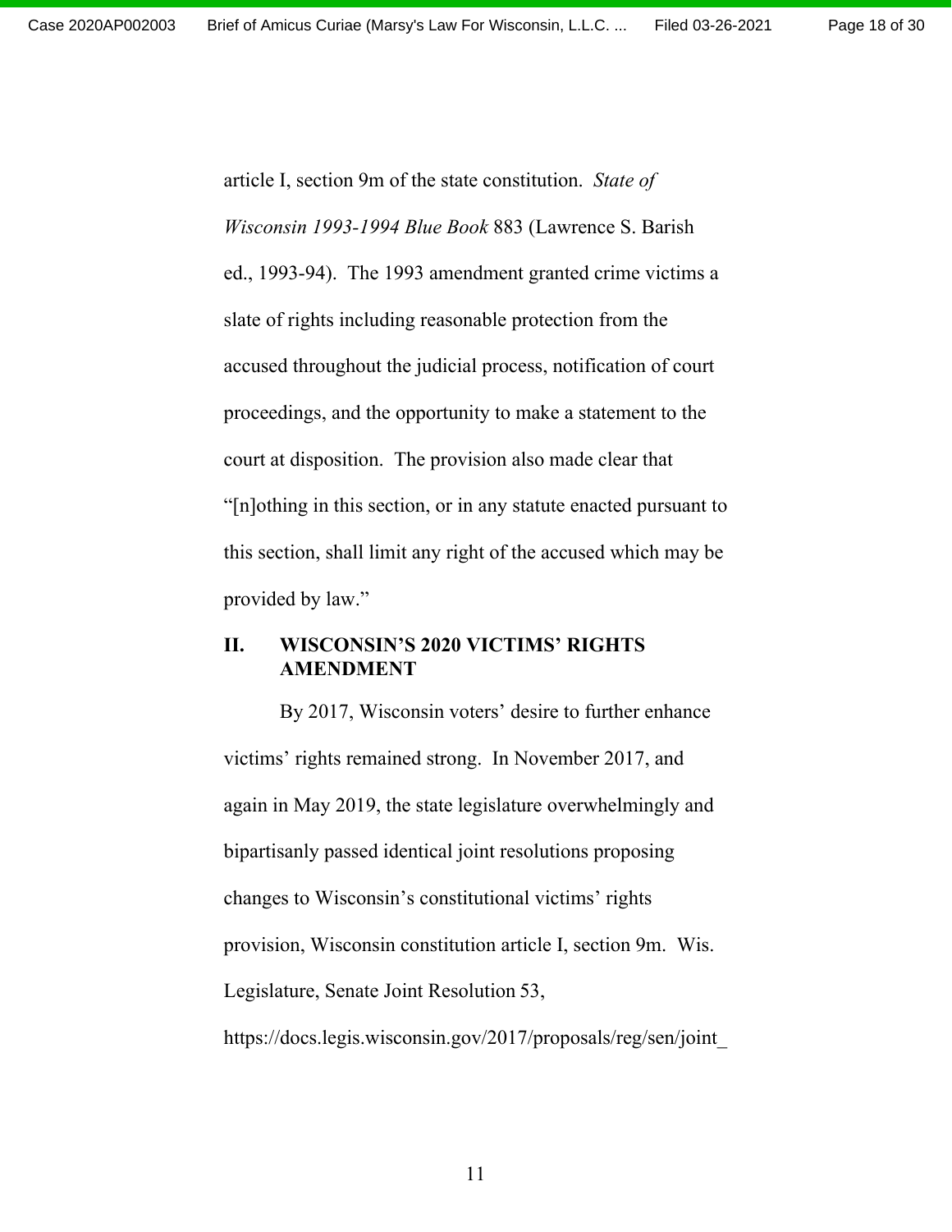article I, section 9m of the state constitution. *State of Wisconsin 1993-1994 Blue Book* 883 (Lawrence S. Barish ed., 1993-94). The 1993 amendment granted crime victims a slate of rights including reasonable protection from the accused throughout the judicial process, notification of court proceedings, and the opportunity to make a statement to the court at disposition. The provision also made clear that "[n]othing in this section, or in any statute enacted pursuant to this section, shall limit any right of the accused which may be provided by law."

## II. WISCONSIN'S 2020 VICTIMS' RIGHTS AMENDMENT

By 2017, Wisconsin voters' desire to further enhance victims' rights remained strong. In November 2017, and again in May 2019, the state legislature overwhelmingly and bipartisanly passed identical joint resolutions proposing changes to Wisconsin's constitutional victims' rights provision, Wisconsin constitution article I, section 9m. Wis. Legislature, Senate Joint Resolution 53, https://docs.legis.wisconsin.gov/2017/proposals/reg/sen/joint_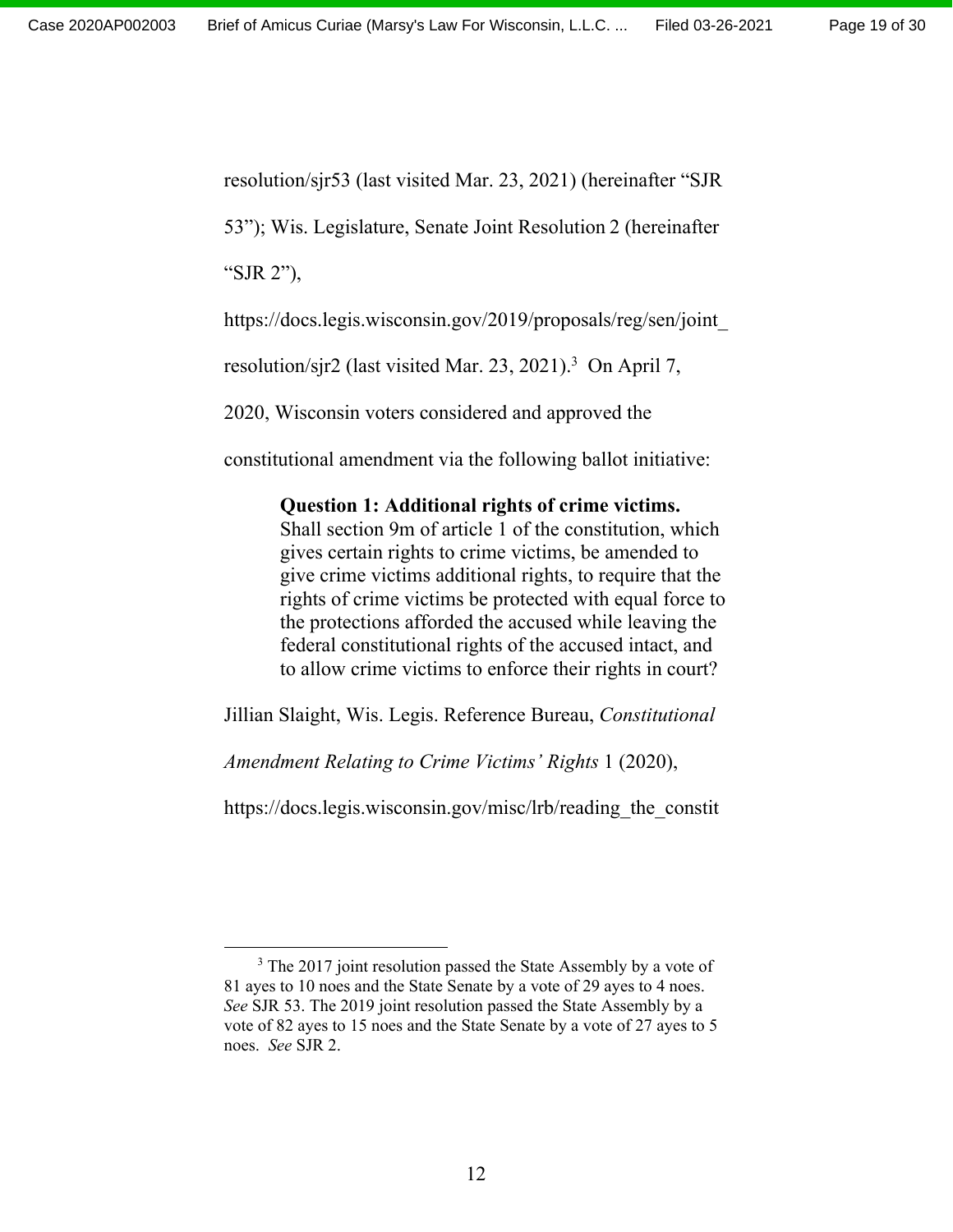resolution/sjr53 (last visited Mar. 23, 2021) (hereinafter "SJR 53"); Wis. Legislature, Senate Joint Resolution 2 (hereinafter "SJR 2"), https://docs.legis.wisconsin.gov/2019/proposals/reg/sen/joint_resolution/sjr2 (last visited Mar. 23, 2021).[3] On April 7, 2020, Wisconsin voters considered and approved the constitutional amendment via the following ballot initiative:

> **Question 1: Additional rights of crime victims.** Shall section 9m of article 1 of the constitution, which gives certain rights to crime victims, be amended to give crime victims additional rights, to require that the rights of crime victims be protected with equal force to the protections afforded the accused while leaving the federal constitutional rights of the accused intact, and to allow crime victims to enforce their rights in court?

Jillian Slaight, Wis. Legis. Reference Bureau, *Constitutional Amendment Relating to Crime Victims' Rights* 1 (2020), https://docs.legis.wisconsin.gov/misc/lrb/reading_the_constit

---

[3] The 2017 joint resolution passed the State Assembly by a vote of 81 ayes to 10 noes and the State Senate by a vote of 29 ayes to 4 noes. *See* SJR 53. The 2019 joint resolution passed the State Assembly by a vote of 82 ayes to 15 noes and the State Senate by a vote of 27 ayes to 5 noes. *See* SJR 2.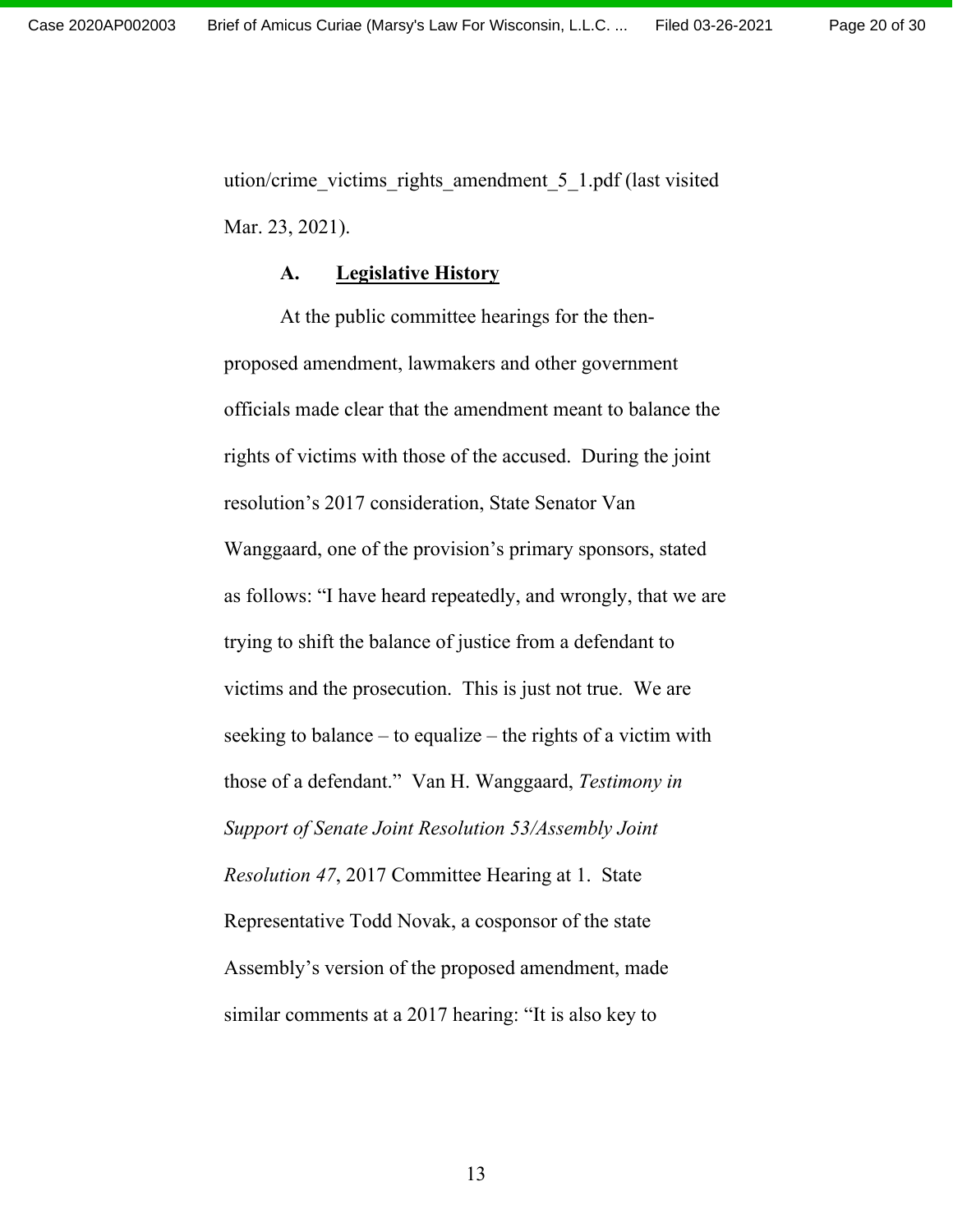ution/crime_victims_rights_amendment_5_1.pdf (last visited Mar. 23, 2021).

### A. **Legislative History**

At the public committee hearings for the then-proposed amendment, lawmakers and other government officials made clear that the amendment meant to balance the rights of victims with those of the accused. During the joint resolution's 2017 consideration, State Senator Van Wanggaard, one of the provision's primary sponsors, stated as follows: "I have heard repeatedly, and wrongly, that we are trying to shift the balance of justice from a defendant to victims and the prosecution. This is just not true. We are seeking to balance – to equalize – the rights of a victim with those of a defendant." Van H. Wanggaard, *Testimony in Support of Senate Joint Resolution 53/Assembly Joint Resolution 47*, 2017 Committee Hearing at 1. State Representative Todd Novak, a cosponsor of the state Assembly's version of the proposed amendment, made similar comments at a 2017 hearing: "It is also key to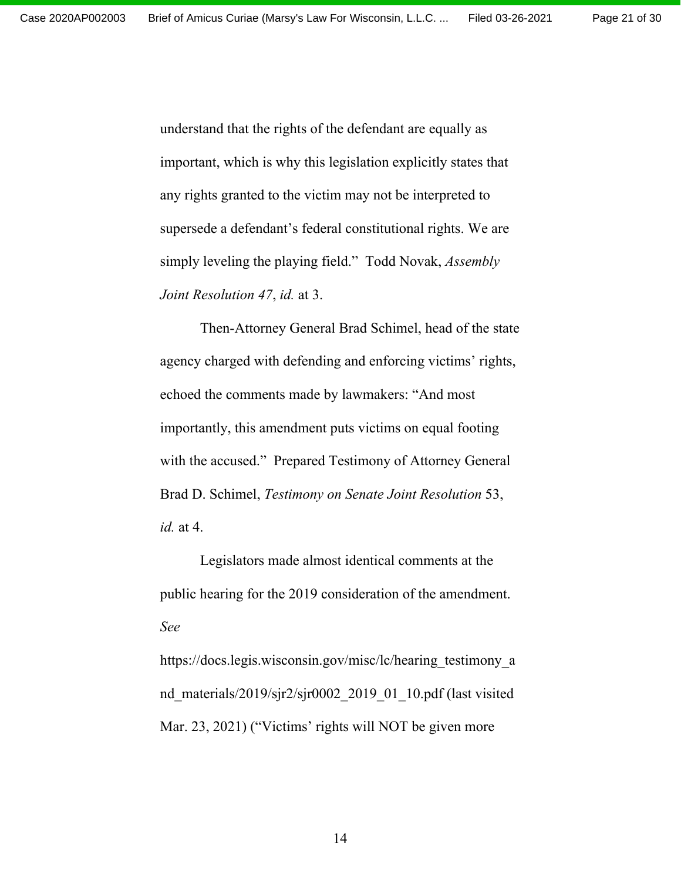understand that the rights of the defendant are equally as important, which is why this legislation explicitly states that any rights granted to the victim may not be interpreted to supersede a defendant's federal constitutional rights. We are simply leveling the playing field." Todd Novak, *Assembly Joint Resolution 47*, *id.* at 3.

Then-Attorney General Brad Schimel, head of the state agency charged with defending and enforcing victims' rights, echoed the comments made by lawmakers: "And most importantly, this amendment puts victims on equal footing with the accused." Prepared Testimony of Attorney General Brad D. Schimel, *Testimony on Senate Joint Resolution* 53, *id.* at 4.

Legislators made almost identical comments at the public hearing for the 2019 consideration of the amendment. *See* https://docs.legis.wisconsin.gov/misc/lc/hearing_testimony_and_materials/2019/sjr2/sjr0002_2019_01_10.pdf (last visited Mar. 23, 2021) ("Victims' rights will NOT be given more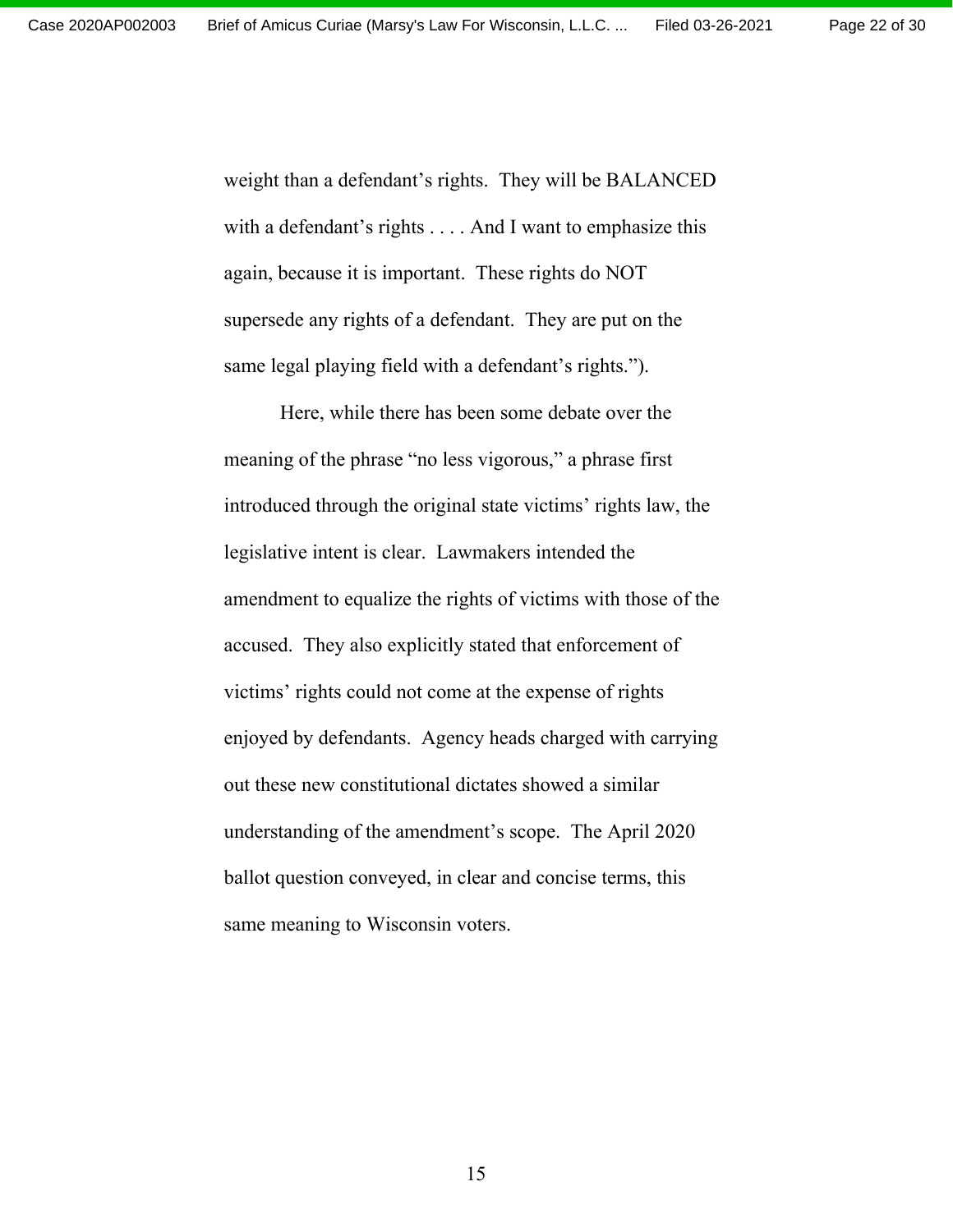weight than a defendant's rights. They will be BALANCED with a defendant's rights . . . . And I want to emphasize this again, because it is important. These rights do NOT supersede any rights of a defendant. They are put on the same legal playing field with a defendant's rights.").

Here, while there has been some debate over the meaning of the phrase "no less vigorous," a phrase first introduced through the original state victims' rights law, the legislative intent is clear. Lawmakers intended the amendment to equalize the rights of victims with those of the accused. They also explicitly stated that enforcement of victims' rights could not come at the expense of rights enjoyed by defendants. Agency heads charged with carrying out these new constitutional dictates showed a similar understanding of the amendment's scope. The April 2020 ballot question conveyed, in clear and concise terms, this same meaning to Wisconsin voters.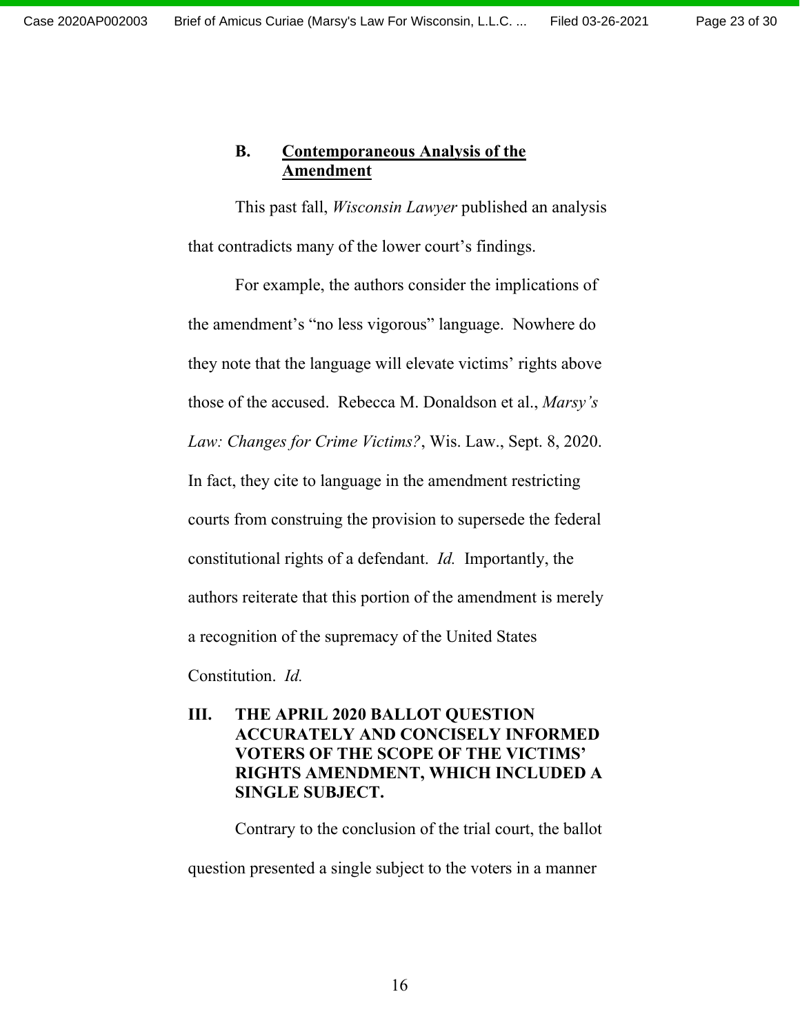### B. **Contemporaneous Analysis of the Amendment**

This past fall, *Wisconsin Lawyer* published an analysis that contradicts many of the lower court's findings.

For example, the authors consider the implications of the amendment's "no less vigorous" language. Nowhere do they note that the language will elevate victims' rights above those of the accused. Rebecca M. Donaldson et al., *Marsy's Law: Changes for Crime Victims?*, Wis. Law., Sept. 8, 2020. In fact, they cite to language in the amendment restricting courts from construing the provision to supersede the federal constitutional rights of a defendant. *Id.* Importantly, the authors reiterate that this portion of the amendment is merely a recognition of the supremacy of the United States Constitution. *Id.*

## III. THE APRIL 2020 BALLOT QUESTION ACCURATELY AND CONCISELY INFORMED VOTERS OF THE SCOPE OF THE VICTIMS' RIGHTS AMENDMENT, WHICH INCLUDED A SINGLE SUBJECT.

Contrary to the conclusion of the trial court, the ballot question presented a single subject to the voters in a manner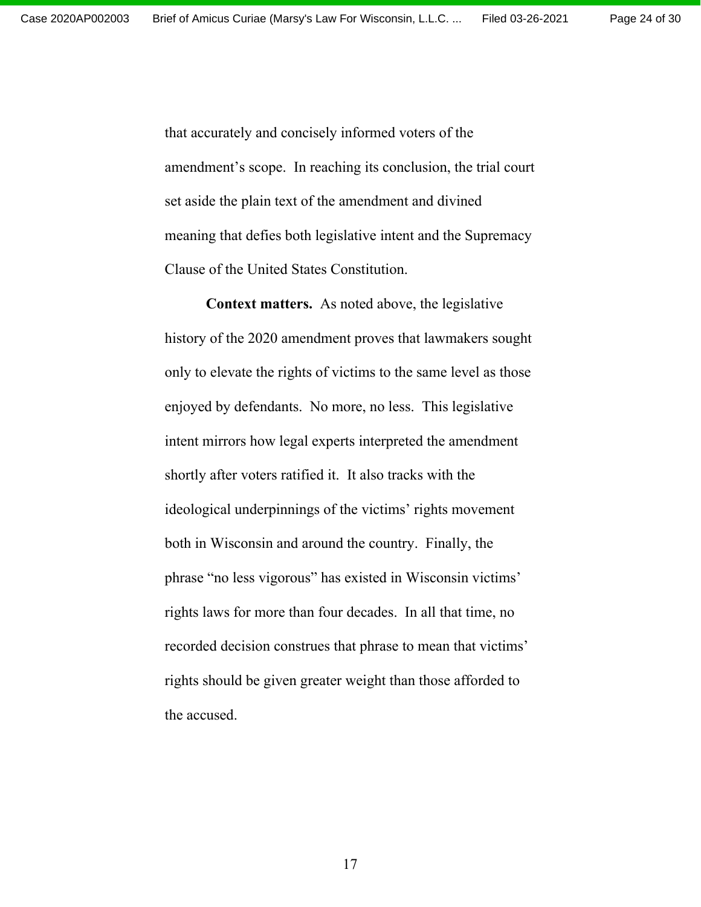that accurately and concisely informed voters of the amendment's scope. In reaching its conclusion, the trial court set aside the plain text of the amendment and divined meaning that defies both legislative intent and the Supremacy Clause of the United States Constitution.

**Context matters.** As noted above, the legislative history of the 2020 amendment proves that lawmakers sought only to elevate the rights of victims to the same level as those enjoyed by defendants. No more, no less. This legislative intent mirrors how legal experts interpreted the amendment shortly after voters ratified it. It also tracks with the ideological underpinnings of the victims' rights movement both in Wisconsin and around the country. Finally, the phrase "no less vigorous" has existed in Wisconsin victims' rights laws for more than four decades. In all that time, no recorded decision construes that phrase to mean that victims' rights should be given greater weight than those afforded to the accused.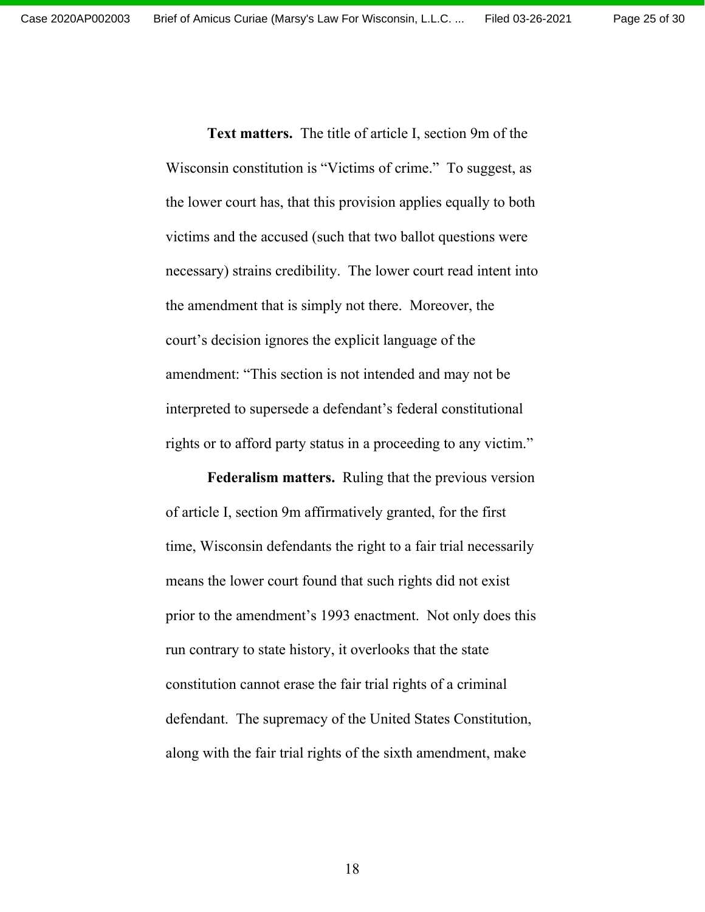**Text matters.** The title of article I, section 9m of the Wisconsin constitution is "Victims of crime." To suggest, as the lower court has, that this provision applies equally to both victims and the accused (such that two ballot questions were necessary) strains credibility. The lower court read intent into the amendment that is simply not there. Moreover, the court's decision ignores the explicit language of the amendment: "This section is not intended and may not be interpreted to supersede a defendant's federal constitutional rights or to afford party status in a proceeding to any victim."

**Federalism matters.** Ruling that the previous version of article I, section 9m affirmatively granted, for the first time, Wisconsin defendants the right to a fair trial necessarily means the lower court found that such rights did not exist prior to the amendment's 1993 enactment. Not only does this run contrary to state history, it overlooks that the state constitution cannot erase the fair trial rights of a criminal defendant. The supremacy of the United States Constitution, along with the fair trial rights of the sixth amendment, make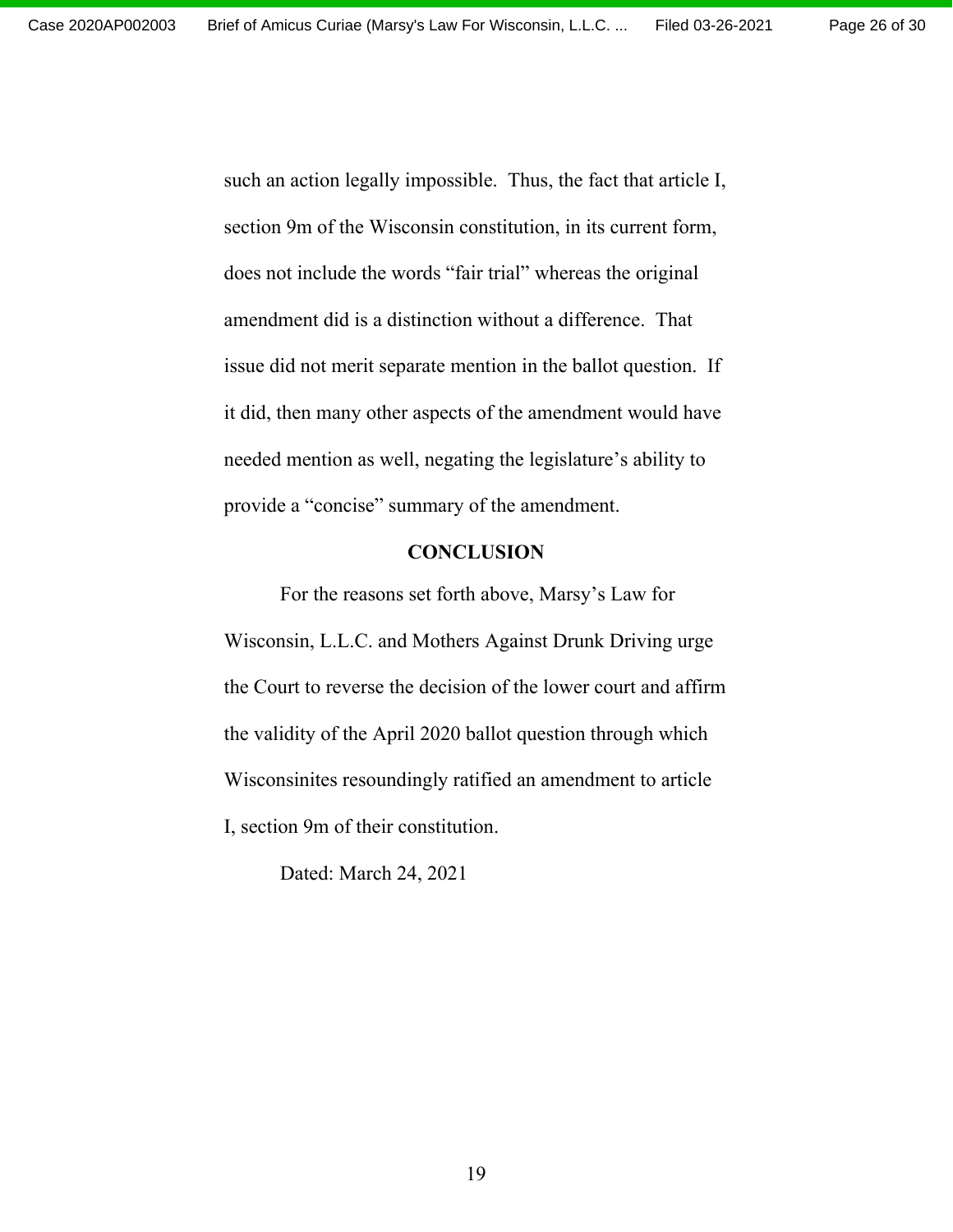such an action legally impossible. Thus, the fact that article I, section 9m of the Wisconsin constitution, in its current form, does not include the words "fair trial" whereas the original amendment did is a distinction without a difference. That issue did not merit separate mention in the ballot question. If it did, then many other aspects of the amendment would have needed mention as well, negating the legislature's ability to provide a "concise" summary of the amendment.

## CONCLUSION

For the reasons set forth above, Marsy's Law for Wisconsin, L.L.C. and Mothers Against Drunk Driving urge the Court to reverse the decision of the lower court and affirm the validity of the April 2020 ballot question through which Wisconsinites resoundingly ratified an amendment to article I, section 9m of their constitution.

Dated: March 24, 2021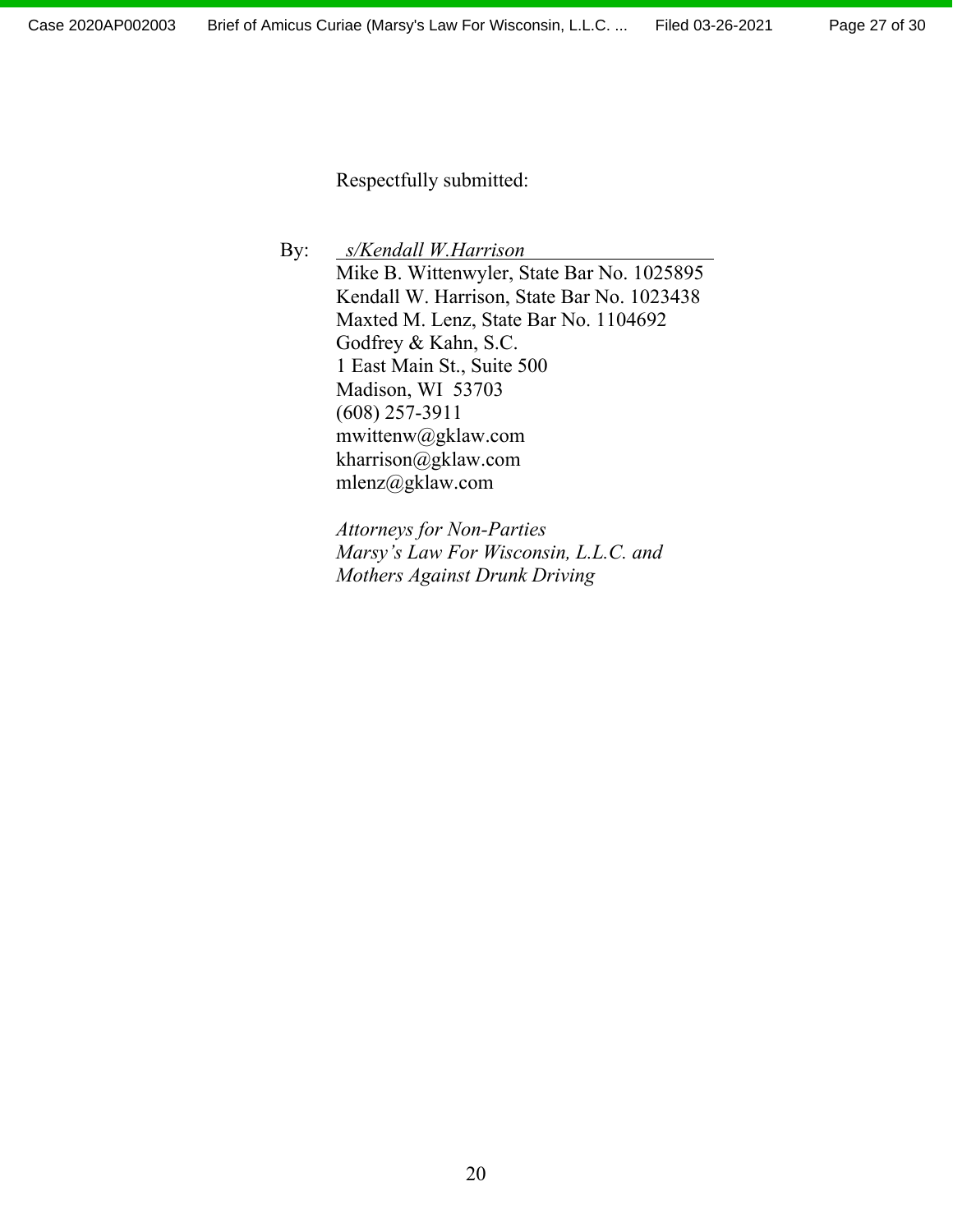Respectfully submitted:

By: *s/Kendall W.Harrison*

Mike B. Wittenwyler, State Bar No. 1025895
Kendall W. Harrison, State Bar No. 1023438
Maxted M. Lenz, State Bar No. 1104692
Godfrey & Kahn, S.C.
1 East Main St., Suite 500
Madison, WI 53703
(608) 257-3911
mwittenw@gklaw.com
kharrison@gklaw.com
mlenz@gklaw.com

*Attorneys for Non-Parties*
*Marsy's Law For Wisconsin, L.L.C. and*
*Mothers Against Drunk Driving*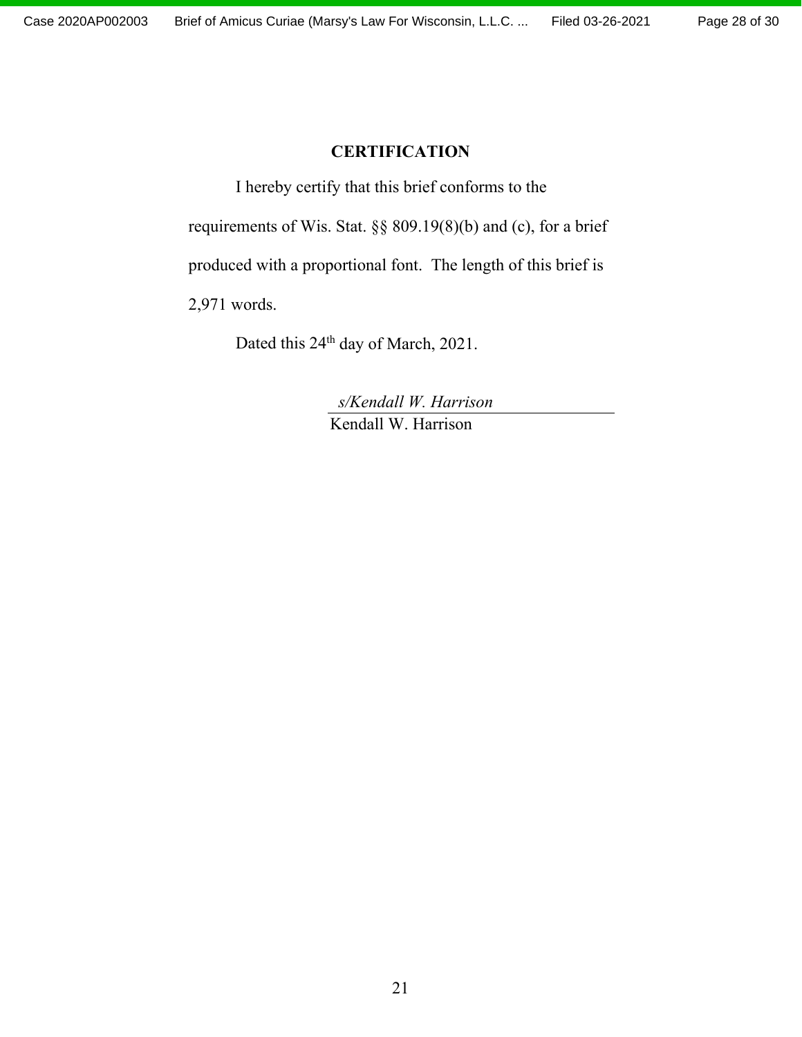## CERTIFICATION

I hereby certify that this brief conforms to the requirements of Wis. Stat. §§ 809.19(8)(b) and (c), for a brief produced with a proportional font. The length of this brief is 2,971 words.

Dated this 24th day of March, 2021.

*s/Kendall W. Harrison*
Kendall W. Harrison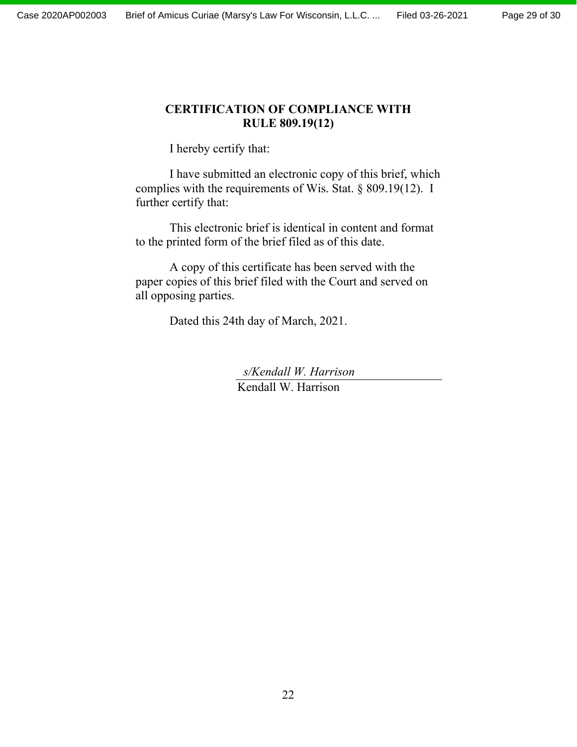## CERTIFICATION OF COMPLIANCE WITH RULE 809.19(12)

I hereby certify that:

I have submitted an electronic copy of this brief, which complies with the requirements of Wis. Stat. § 809.19(12). I further certify that:

This electronic brief is identical in content and format to the printed form of the brief filed as of this date.

A copy of this certificate has been served with the paper copies of this brief filed with the Court and served on all opposing parties.

Dated this 24th day of March, 2021.

*s/Kendall W. Harrison*
Kendall W. Harrison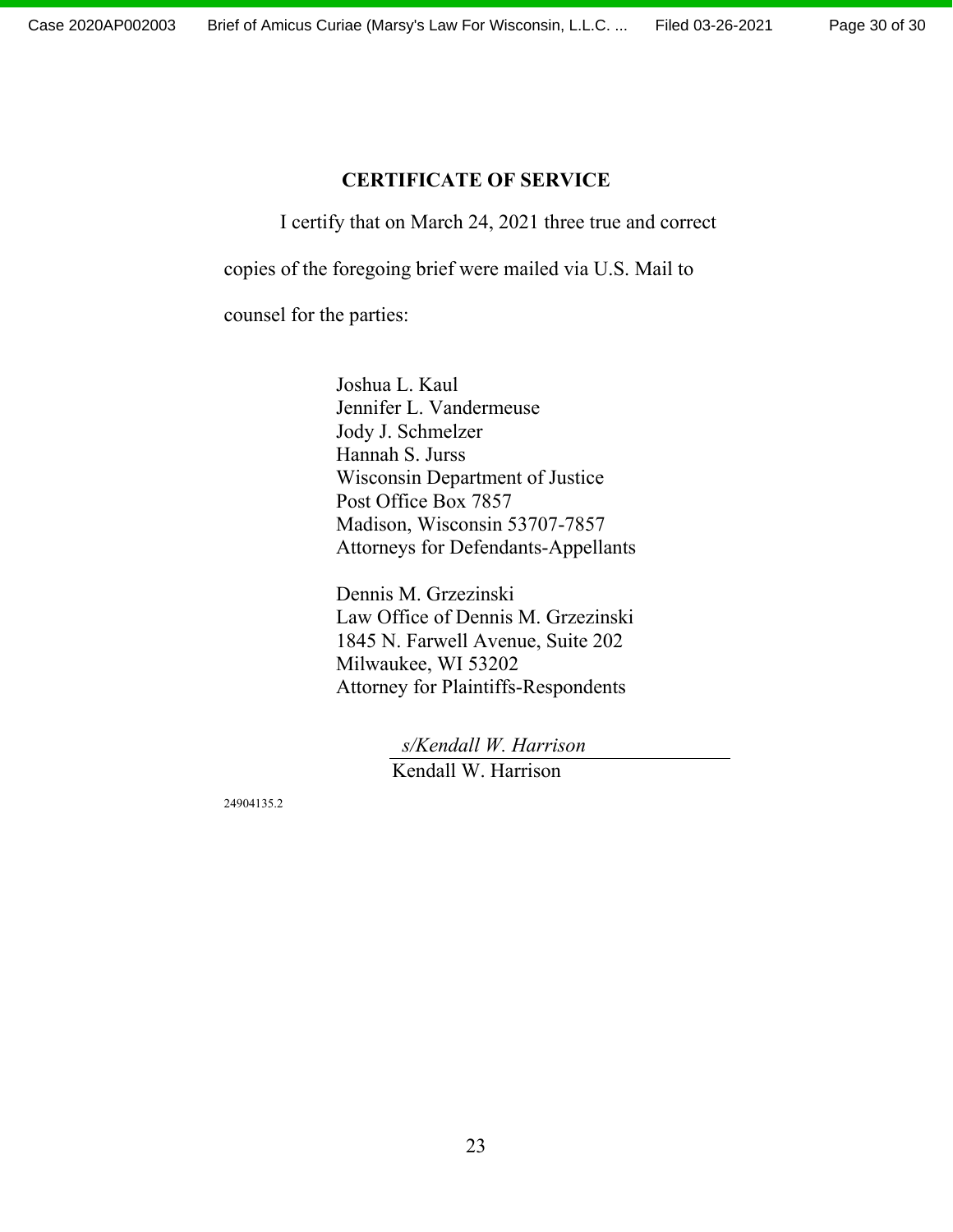## CERTIFICATE OF SERVICE

I certify that on March 24, 2021 three true and correct copies of the foregoing brief were mailed via U.S. Mail to counsel for the parties:

Joshua L. Kaul
Jennifer L. Vandermeuse
Jody J. Schmelzer
Hannah S. Jurss
Wisconsin Department of Justice
Post Office Box 7857
Madison, Wisconsin 53707-7857
Attorneys for Defendants-Appellants

Dennis M. Grzezinski
Law Office of Dennis M. Grzezinski
1845 N. Farwell Avenue, Suite 202
Milwaukee, WI 53202
Attorney for Plaintiffs-Respondents

*s/Kendall W. Harrison*
Kendall W. Harrison

24904135.2